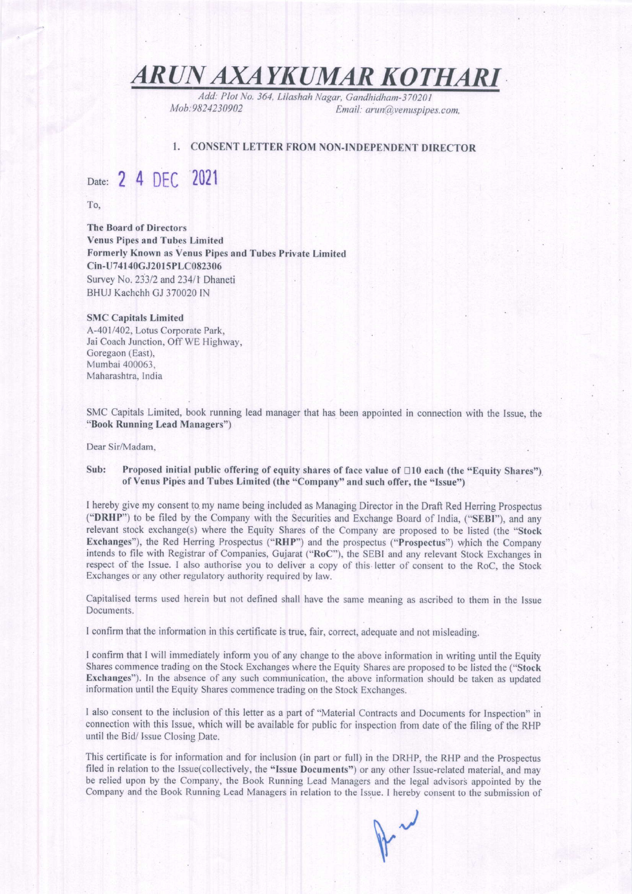# *ARUN AXAYKUMAR KOTHARI*

*Add: Plot No. 364, Lilashah Nagar, Gandhidham-370201*
*Mob:9824230902* *Email: arun@venuspipes.com.*

## 1. CONSENT LETTER FROM NON-INDEPENDENT DIRECTOR

Date: 24 DEC 2021

To,

**The Board of Directors**
**Venus Pipes and Tubes Limited**
**Formerly Known as Venus Pipes and Tubes Private Limited**
**Cin-U74140GJ2015PLC082306**
Survey No. 233/2 and 234/1 Dhaneti
BHUJ Kachchh GJ 370020 IN

**SMC Capitals Limited**
A-401/402, Lotus Corporate Park,
Jai Coach Junction, Off WE Highway,
Goregaon (East),
Mumbai 400063,
Maharashtra, India

SMC Capitals Limited, book running lead manager that has been appointed in connection with the Issue, the "**Book Running Lead Managers**")

Dear Sir/Madam,

**Sub: Proposed initial public offering of equity shares of face value of ₹10 each (the "Equity Shares") of Venus Pipes and Tubes Limited (the "Company" and such offer, the "Issue")**

I hereby give my consent to my name being included as Managing Director in the Draft Red Herring Prospectus ("**DRHP**") to be filed by the Company with the Securities and Exchange Board of India, ("**SEBI**"), and any relevant stock exchange(s) where the Equity Shares of the Company are proposed to be listed (the "**Stock Exchanges**"), the Red Herring Prospectus ("**RHP**") and the prospectus ("**Prospectus**") which the Company intends to file with Registrar of Companies, Gujarat ("**RoC**"), the SEBI and any relevant Stock Exchanges in respect of the Issue. I also authorise you to deliver a copy of this letter of consent to the RoC, the Stock Exchanges or any other regulatory authority required by law.

Capitalised terms used herein but not defined shall have the same meaning as ascribed to them in the Issue Documents.

I confirm that the information in this certificate is true, fair, correct, adequate and not misleading.

I confirm that I will immediately inform you of any change to the above information in writing until the Equity Shares commence trading on the Stock Exchanges where the Equity Shares are proposed to be listed the ("**Stock Exchanges**"). In the absence of any such communication, the above information should be taken as updated information until the Equity Shares commence trading on the Stock Exchanges.

I also consent to the inclusion of this letter as a part of "Material Contracts and Documents for Inspection" in connection with this Issue, which will be available for public for inspection from date of the filing of the RHP until the Bid/ Issue Closing Date.

This certificate is for information and for inclusion (in part or full) in the DRHP, the RHP and the Prospectus filed in relation to the Issue(collectively, the "**Issue Documents**") or any other Issue-related material, and may be relied upon by the Company, the Book Running Lead Managers and the legal advisors appointed by the Company and the Book Running Lead Managers in relation to the Issue. I hereby consent to the submission of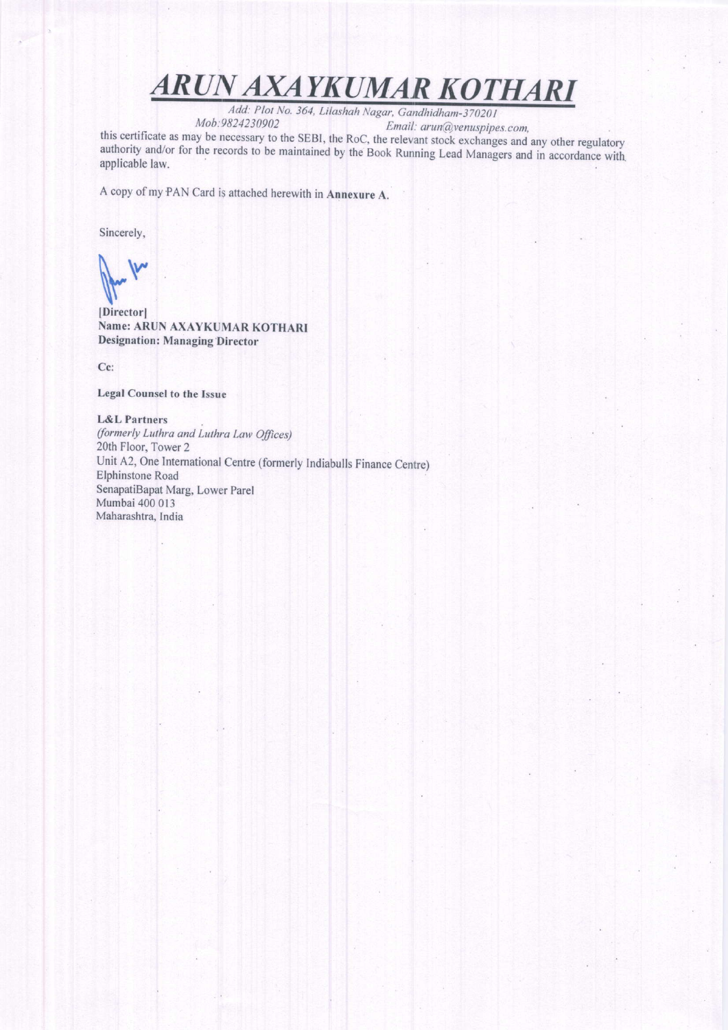# *ARUN AXAYKUMAR KOTHARI*

*Add: Plot No. 364, Lilashah Nagar, Gandhidham-370201*
*Mob:9824230902* *Email: arun@venuspipes.com,*

this certificate as may be necessary to the SEBI, the RoC, the relevant stock exchanges and any other regulatory authority and/or for the records to be maintained by the Book Running Lead Managers and in accordance with applicable law.

A copy of my PAN Card is attached herewith in **Annexure A**.

Sincerely,

**[Director]**
**Name: ARUN AXAYKUMAR KOTHARI**
**Designation: Managing Director**

**Cc:**

**Legal Counsel to the Issue**

**L&L Partners**
*(formerly Luthra and Luthra Law Offices)*
20th Floor, Tower 2
Unit A2, One International Centre (formerly Indiabulls Finance Centre)
Elphinstone Road
SenapatiBapat Marg, Lower Parel
Mumbai 400 013
Maharashtra, India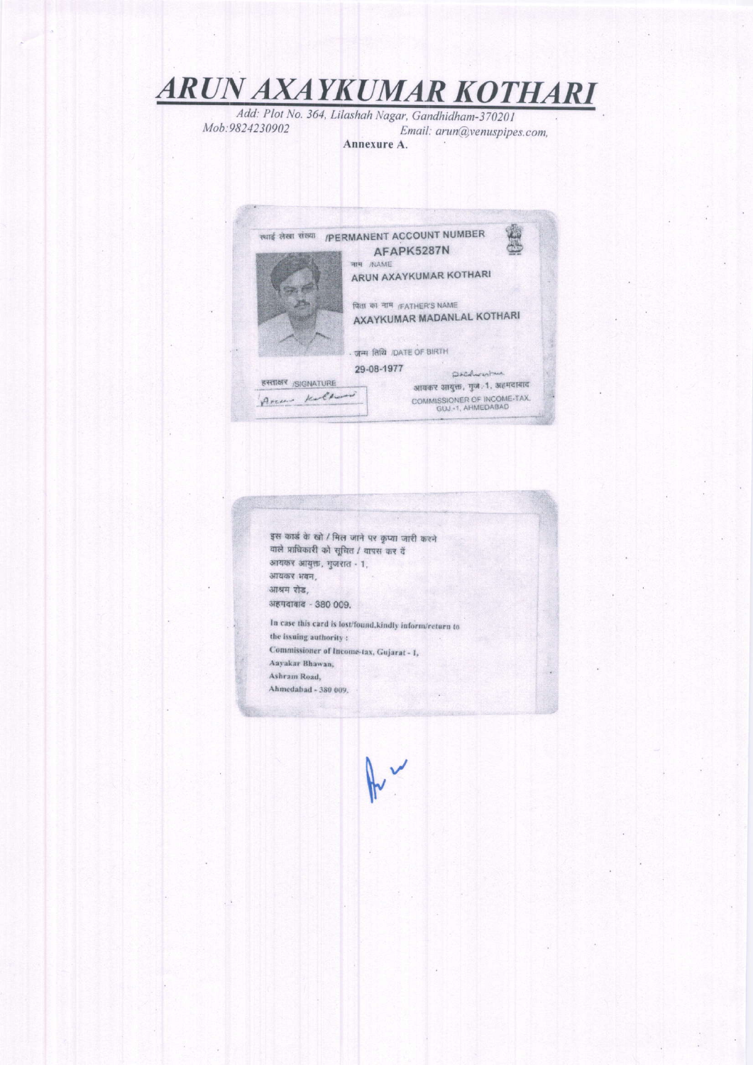# ARUN AXAYKUMAR KOTHARI

*Add: Plot No. 364, Lilashah Nagar, Gandhidham-370201*

*Mob:9824230902* *Email: arun@venuspipes.com,*

**Annexure A.**

स्थाई लेखा संख्या /PERMANENT ACCOUNT NUMBER

AFAPK5287N

नाम /NAME

ARUN AXAYKUMAR KOTHARI

पिता का नाम /FATHER'S NAME

AXAYKUMAR MADANLAL KOTHARI

जन्म तिथि /DATE OF BIRTH

29-08-1977

हस्ताक्षर /SIGNATURE

आयकर आयुक्त, गुज.-1, अहमदाबाद

COMMISSIONER OF INCOME-TAX, GUJ.-1, AHMEDABAD

इस कार्ड के खो / मिल जाने पर कृपया जारी करने वाले प्राधिकारी को सूचित / वापस कर दें

आयकर आयुक्त, गुजरात - 1,

आयकर भवन,

आश्रम रोड,

अहमदाबाद - 380 009.

In case this card is lost/found, kindly inform/return to the issuing authority :

Commissioner of Income-tax, Gujarat - 1,

Aayakar Bhawan,

Ashram Road,

Ahmedabad - 380 009.